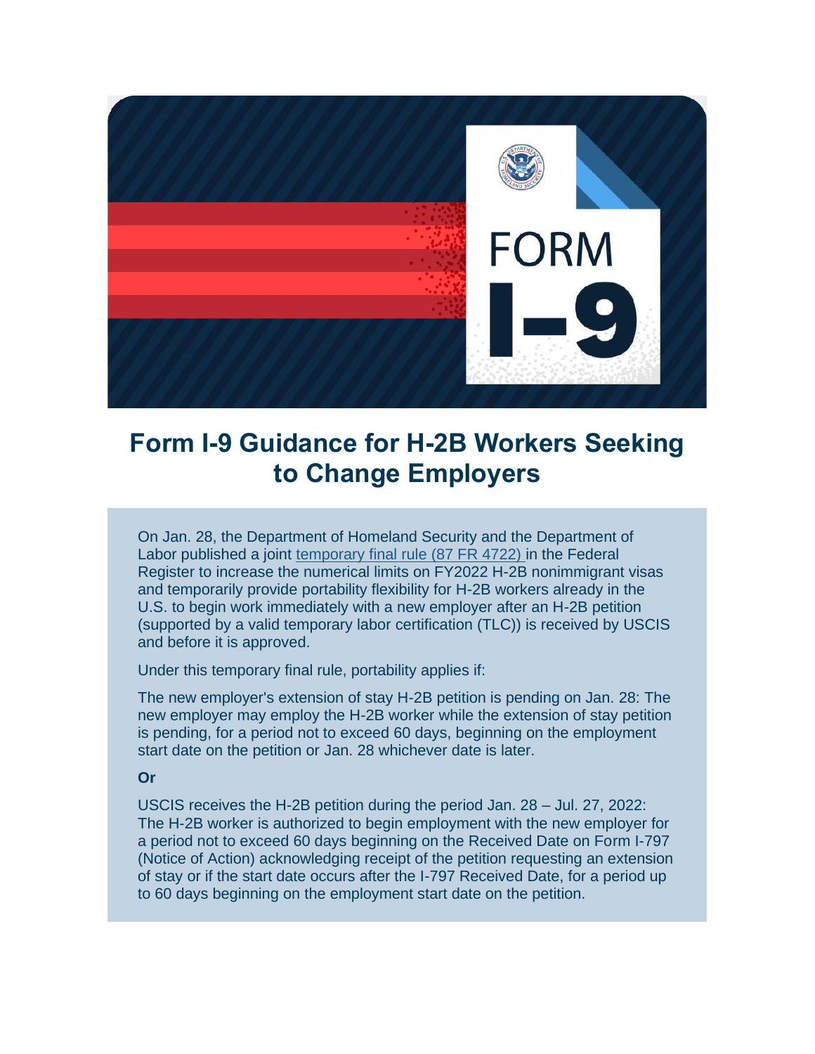# Form I-9 Guidance for H-2B Workers Seeking to Change Employers

On Jan. 28, the Department of Homeland Security and the Department of Labor published a joint temporary final rule (87 FR 4722) in the Federal Register to increase the numerical limits on FY2022 H-2B nonimmigrant visas and temporarily provide portability flexibility for H-2B workers already in the U.S. to begin work immediately with a new employer after an H-2B petition (supported by a valid temporary labor certification (TLC)) is received by USCIS and before it is approved.

Under this temporary final rule, portability applies if:

The new employer's extension of stay H-2B petition is pending on Jan. 28: The new employer may employ the H-2B worker while the extension of stay petition is pending, for a period not to exceed 60 days, beginning on the employment start date on the petition or Jan. 28 whichever date is later.

**Or**

USCIS receives the H-2B petition during the period Jan. 28 – Jul. 27, 2022: The H-2B worker is authorized to begin employment with the new employer for a period not to exceed 60 days beginning on the Received Date on Form I-797 (Notice of Action) acknowledging receipt of the petition requesting an extension of stay or if the start date occurs after the I-797 Received Date, for a period up to 60 days beginning on the employment start date on the petition.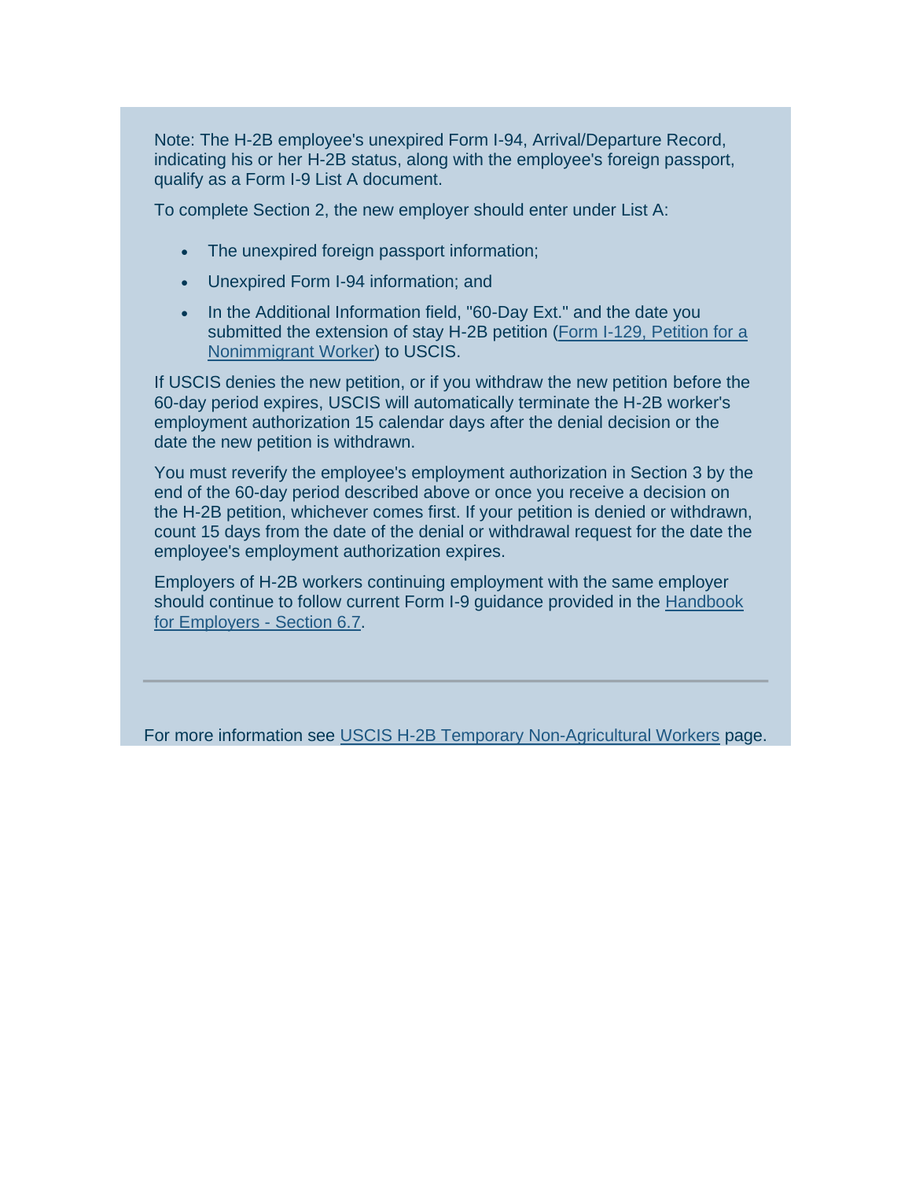Note: The H-2B employee's unexpired Form I-94, Arrival/Departure Record, indicating his or her H-2B status, along with the employee's foreign passport, qualify as a Form I-9 List A document.

To complete Section 2, the new employer should enter under List A:

- The unexpired foreign passport information;
- Unexpired Form I-94 information; and
- In the Additional Information field, "60-Day Ext." and the date you submitted the extension of stay H-2B petition (Form I-129, Petition for a Nonimmigrant Worker) to USCIS.

If USCIS denies the new petition, or if you withdraw the new petition before the 60-day period expires, USCIS will automatically terminate the H-2B worker's employment authorization 15 calendar days after the denial decision or the date the new petition is withdrawn.

You must reverify the employee's employment authorization in Section 3 by the end of the 60-day period described above or once you receive a decision on the H-2B petition, whichever comes first. If your petition is denied or withdrawn, count 15 days from the date of the denial or withdrawal request for the date the employee's employment authorization expires.

Employers of H-2B workers continuing employment with the same employer should continue to follow current Form I-9 guidance provided in the Handbook for Employers - Section 6.7.

---

For more information see USCIS H-2B Temporary Non-Agricultural Workers page.